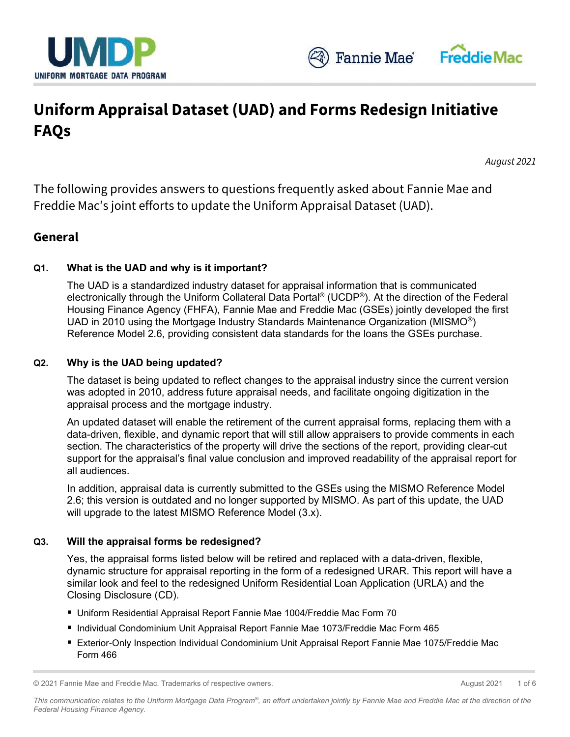# Uniform Appraisal Dataset (UAD) and Forms Redesign Initiative FAQs

*August 2021*

The following provides answers to questions frequently asked about Fannie Mae and Freddie Mac's joint efforts to update the Uniform Appraisal Dataset (UAD).

## General

### Q1. What is the UAD and why is it important?

The UAD is a standardized industry dataset for appraisal information that is communicated electronically through the Uniform Collateral Data Portal® (UCDP®). At the direction of the Federal Housing Finance Agency (FHFA), Fannie Mae and Freddie Mac (GSEs) jointly developed the first UAD in 2010 using the Mortgage Industry Standards Maintenance Organization (MISMO®) Reference Model 2.6, providing consistent data standards for the loans the GSEs purchase.

### Q2. Why is the UAD being updated?

The dataset is being updated to reflect changes to the appraisal industry since the current version was adopted in 2010, address future appraisal needs, and facilitate ongoing digitization in the appraisal process and the mortgage industry.

An updated dataset will enable the retirement of the current appraisal forms, replacing them with a data-driven, flexible, and dynamic report that will still allow appraisers to provide comments in each section. The characteristics of the property will drive the sections of the report, providing clear-cut support for the appraisal's final value conclusion and improved readability of the appraisal report for all audiences.

In addition, appraisal data is currently submitted to the GSEs using the MISMO Reference Model 2.6; this version is outdated and no longer supported by MISMO. As part of this update, the UAD will upgrade to the latest MISMO Reference Model (3.x).

### Q3. Will the appraisal forms be redesigned?

Yes, the appraisal forms listed below will be retired and replaced with a data-driven, flexible, dynamic structure for appraisal reporting in the form of a redesigned URAR. This report will have a similar look and feel to the redesigned Uniform Residential Loan Application (URLA) and the Closing Disclosure (CD).

- Uniform Residential Appraisal Report Fannie Mae 1004/Freddie Mac Form 70
- Individual Condominium Unit Appraisal Report Fannie Mae 1073/Freddie Mac Form 465
- Exterior-Only Inspection Individual Condominium Unit Appraisal Report Fannie Mae 1075/Freddie Mac Form 466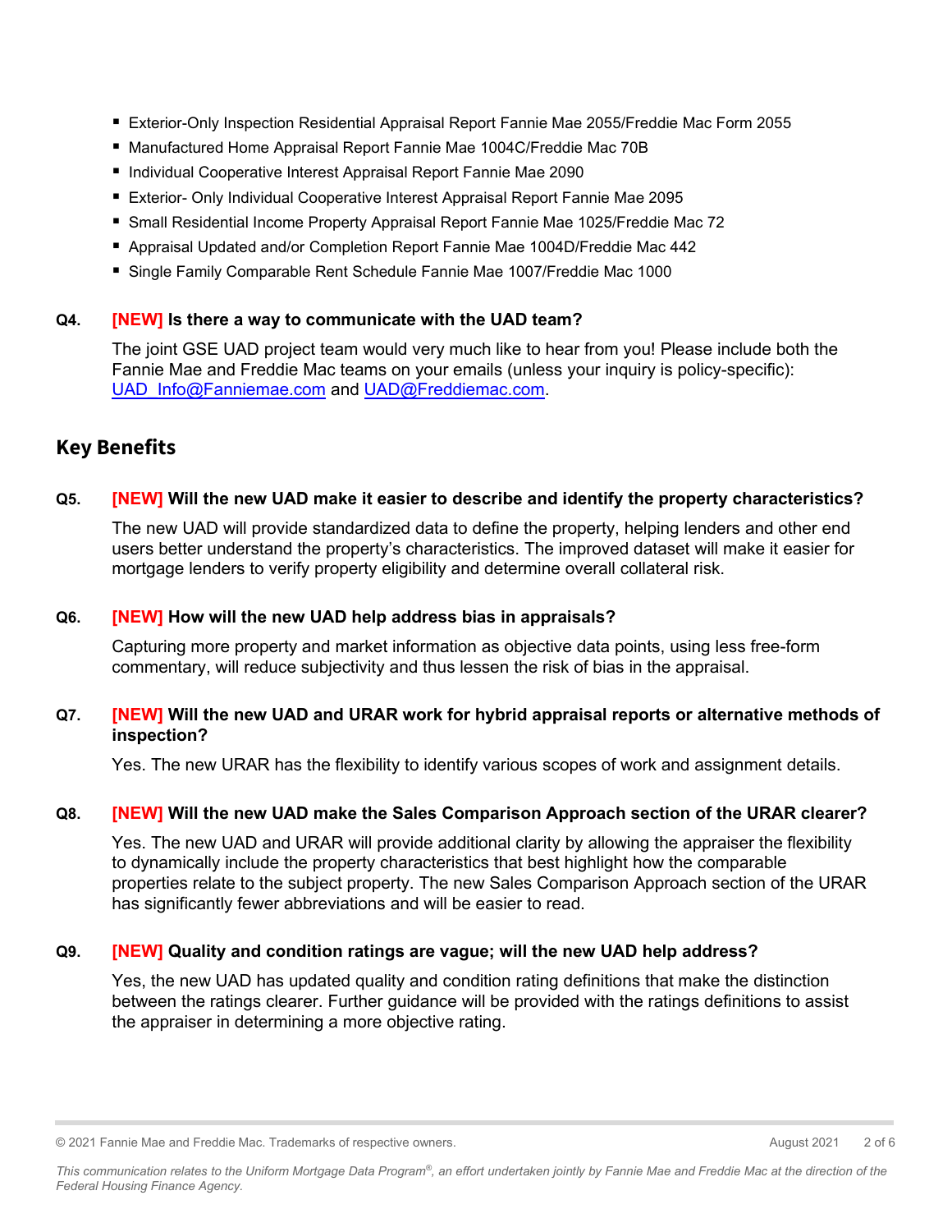- Exterior-Only Inspection Residential Appraisal Report Fannie Mae 2055/Freddie Mac Form 2055
- Manufactured Home Appraisal Report Fannie Mae 1004C/Freddie Mac 70B
- Individual Cooperative Interest Appraisal Report Fannie Mae 2090
- Exterior- Only Individual Cooperative Interest Appraisal Report Fannie Mae 2095
- Small Residential Income Property Appraisal Report Fannie Mae 1025/Freddie Mac 72
- Appraisal Updated and/or Completion Report Fannie Mae 1004D/Freddie Mac 442
- Single Family Comparable Rent Schedule Fannie Mae 1007/Freddie Mac 1000

**Q4. [NEW] Is there a way to communicate with the UAD team?**

The joint GSE UAD project team would very much like to hear from you! Please include both the Fannie Mae and Freddie Mac teams on your emails (unless your inquiry is policy-specific): UAD_Info@Fanniemae.com and UAD@Freddiemac.com.

## Key Benefits

**Q5. [NEW] Will the new UAD make it easier to describe and identify the property characteristics?**

The new UAD will provide standardized data to define the property, helping lenders and other end users better understand the property's characteristics. The improved dataset will make it easier for mortgage lenders to verify property eligibility and determine overall collateral risk.

**Q6. [NEW] How will the new UAD help address bias in appraisals?**

Capturing more property and market information as objective data points, using less free-form commentary, will reduce subjectivity and thus lessen the risk of bias in the appraisal.

**Q7. [NEW] Will the new UAD and URAR work for hybrid appraisal reports or alternative methods of inspection?**

Yes. The new URAR has the flexibility to identify various scopes of work and assignment details.

**Q8. [NEW] Will the new UAD make the Sales Comparison Approach section of the URAR clearer?**

Yes. The new UAD and URAR will provide additional clarity by allowing the appraiser the flexibility to dynamically include the property characteristics that best highlight how the comparable properties relate to the subject property. The new Sales Comparison Approach section of the URAR has significantly fewer abbreviations and will be easier to read.

**Q9. [NEW] Quality and condition ratings are vague; will the new UAD help address?**

Yes, the new UAD has updated quality and condition rating definitions that make the distinction between the ratings clearer. Further guidance will be provided with the ratings definitions to assist the appraiser in determining a more objective rating.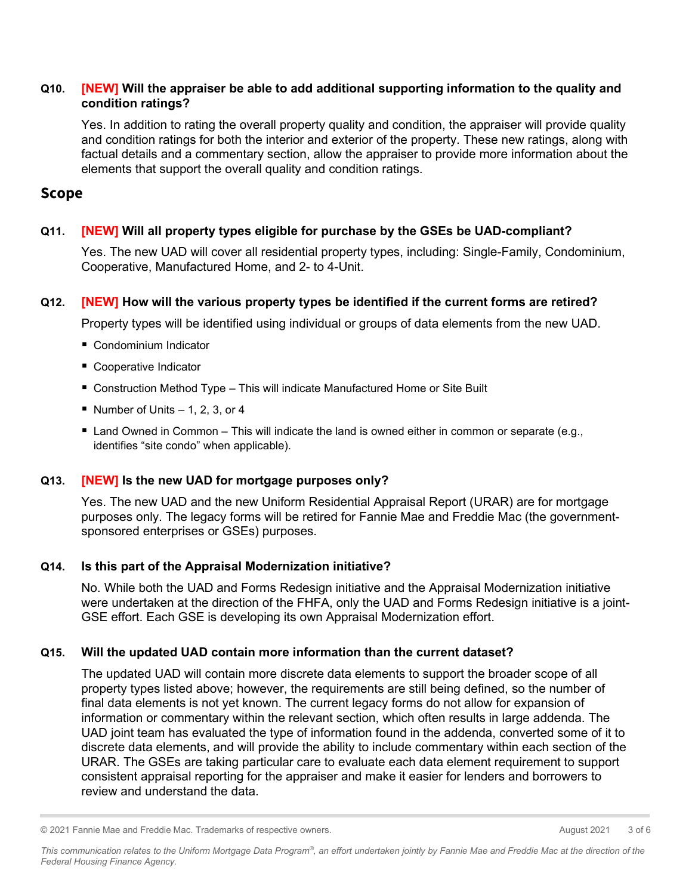**Q10. [NEW] Will the appraiser be able to add additional supporting information to the quality and condition ratings?**

Yes. In addition to rating the overall property quality and condition, the appraiser will provide quality and condition ratings for both the interior and exterior of the property. These new ratings, along with factual details and a commentary section, allow the appraiser to provide more information about the elements that support the overall quality and condition ratings.

## Scope

**Q11. [NEW] Will all property types eligible for purchase by the GSEs be UAD-compliant?**

Yes. The new UAD will cover all residential property types, including: Single-Family, Condominium, Cooperative, Manufactured Home, and 2- to 4-Unit.

**Q12. [NEW] How will the various property types be identified if the current forms are retired?**

Property types will be identified using individual or groups of data elements from the new UAD.

- Condominium Indicator
- Cooperative Indicator
- Construction Method Type – This will indicate Manufactured Home or Site Built
- Number of Units – 1, 2, 3, or 4
- Land Owned in Common – This will indicate the land is owned either in common or separate (e.g., identifies “site condo” when applicable).

**Q13. [NEW] Is the new UAD for mortgage purposes only?**

Yes. The new UAD and the new Uniform Residential Appraisal Report (URAR) are for mortgage purposes only. The legacy forms will be retired for Fannie Mae and Freddie Mac (the government-sponsored enterprises or GSEs) purposes.

**Q14. Is this part of the Appraisal Modernization initiative?**

No. While both the UAD and Forms Redesign initiative and the Appraisal Modernization initiative were undertaken at the direction of the FHFA, only the UAD and Forms Redesign initiative is a joint-GSE effort. Each GSE is developing its own Appraisal Modernization effort.

**Q15. Will the updated UAD contain more information than the current dataset?**

The updated UAD will contain more discrete data elements to support the broader scope of all property types listed above; however, the requirements are still being defined, so the number of final data elements is not yet known. The current legacy forms do not allow for expansion of information or commentary within the relevant section, which often results in large addenda. The UAD joint team has evaluated the type of information found in the addenda, converted some of it to discrete data elements, and will provide the ability to include commentary within each section of the URAR. The GSEs are taking particular care to evaluate each data element requirement to support consistent appraisal reporting for the appraiser and make it easier for lenders and borrowers to review and understand the data.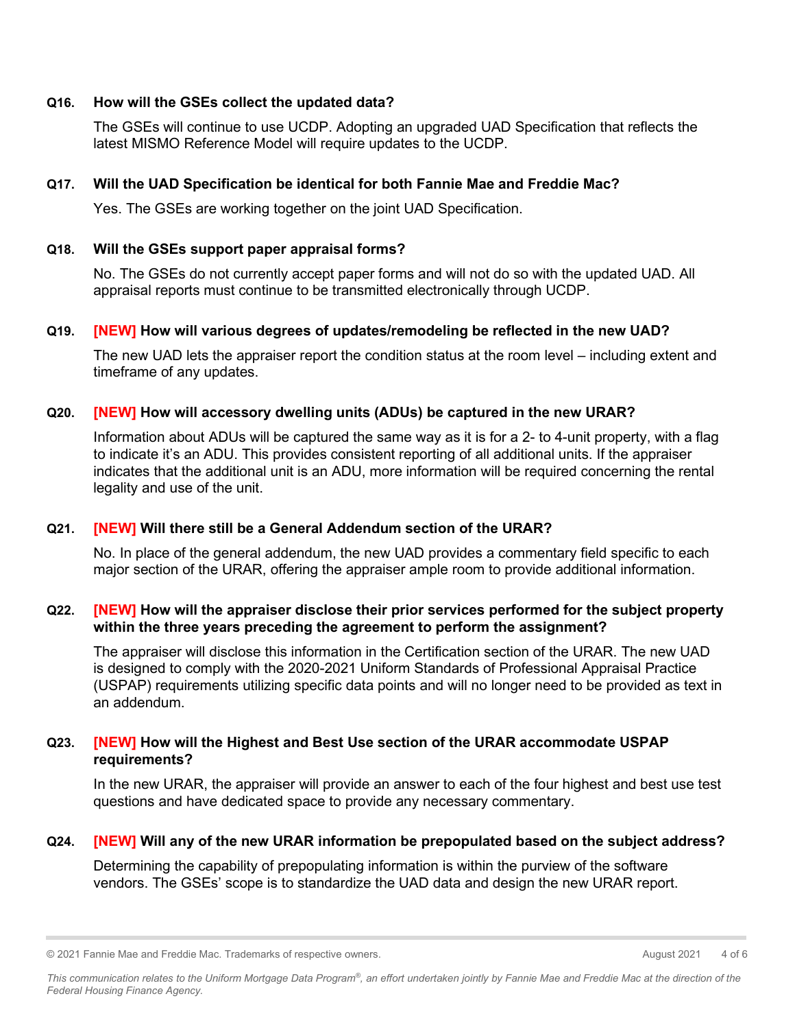**Q16. How will the GSEs collect the updated data?**

The GSEs will continue to use UCDP. Adopting an upgraded UAD Specification that reflects the latest MISMO Reference Model will require updates to the UCDP.

**Q17. Will the UAD Specification be identical for both Fannie Mae and Freddie Mac?**

Yes. The GSEs are working together on the joint UAD Specification.

**Q18. Will the GSEs support paper appraisal forms?**

No. The GSEs do not currently accept paper forms and will not do so with the updated UAD. All appraisal reports must continue to be transmitted electronically through UCDP.

**Q19. [NEW] How will various degrees of updates/remodeling be reflected in the new UAD?**

The new UAD lets the appraiser report the condition status at the room level – including extent and timeframe of any updates.

**Q20. [NEW] How will accessory dwelling units (ADUs) be captured in the new URAR?**

Information about ADUs will be captured the same way as it is for a 2- to 4-unit property, with a flag to indicate it's an ADU. This provides consistent reporting of all additional units. If the appraiser indicates that the additional unit is an ADU, more information will be required concerning the rental legality and use of the unit.

**Q21. [NEW] Will there still be a General Addendum section of the URAR?**

No. In place of the general addendum, the new UAD provides a commentary field specific to each major section of the URAR, offering the appraiser ample room to provide additional information.

**Q22. [NEW] How will the appraiser disclose their prior services performed for the subject property within the three years preceding the agreement to perform the assignment?**

The appraiser will disclose this information in the Certification section of the URAR. The new UAD is designed to comply with the 2020-2021 Uniform Standards of Professional Appraisal Practice (USPAP) requirements utilizing specific data points and will no longer need to be provided as text in an addendum.

**Q23. [NEW] How will the Highest and Best Use section of the URAR accommodate USPAP requirements?**

In the new URAR, the appraiser will provide an answer to each of the four highest and best use test questions and have dedicated space to provide any necessary commentary.

**Q24. [NEW] Will any of the new URAR information be prepopulated based on the subject address?**

Determining the capability of prepopulating information is within the purview of the software vendors. The GSEs' scope is to standardize the UAD data and design the new URAR report.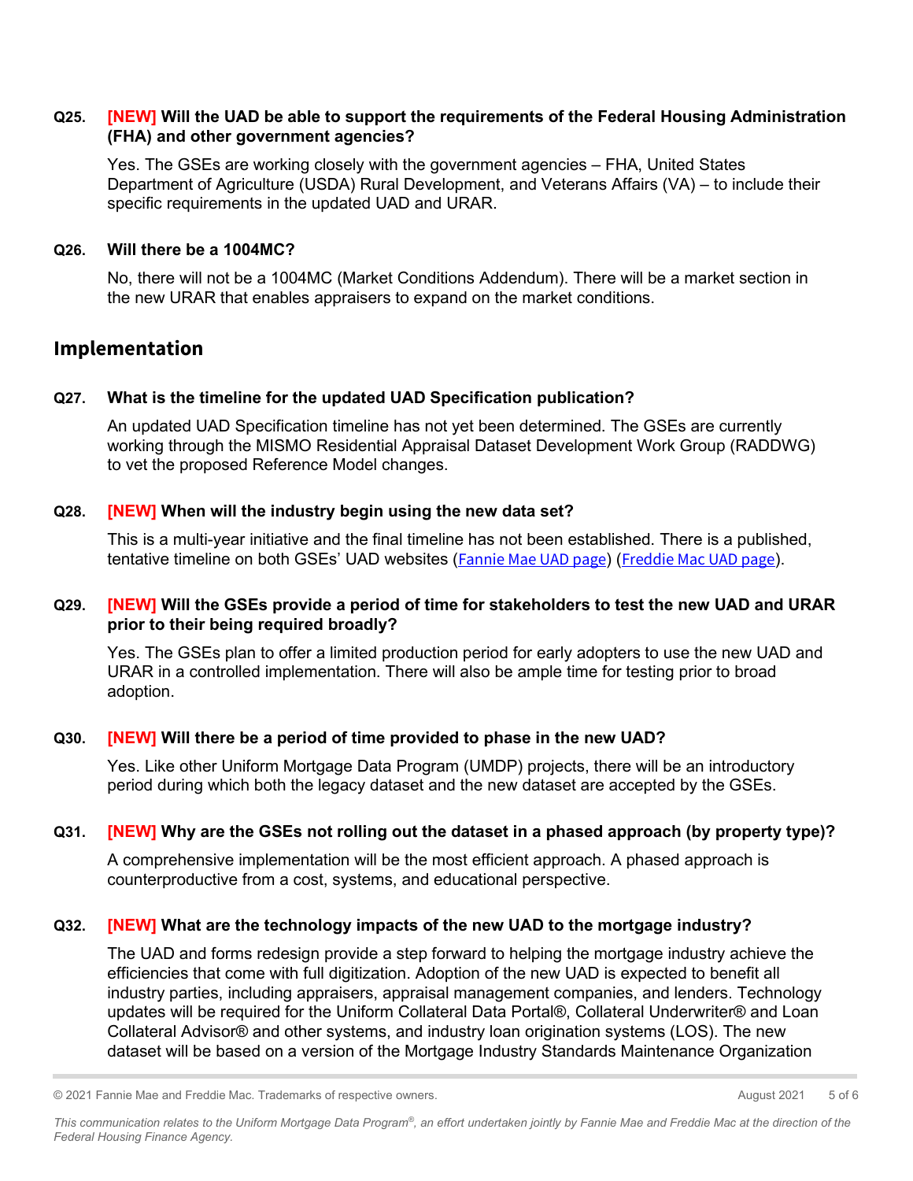**Q25. [NEW] Will the UAD be able to support the requirements of the Federal Housing Administration (FHA) and other government agencies?**

Yes. The GSEs are working closely with the government agencies – FHA, United States Department of Agriculture (USDA) Rural Development, and Veterans Affairs (VA) – to include their specific requirements in the updated UAD and URAR.

**Q26. Will there be a 1004MC?**

No, there will not be a 1004MC (Market Conditions Addendum). There will be a market section in the new URAR that enables appraisers to expand on the market conditions.

## Implementation

**Q27. What is the timeline for the updated UAD Specification publication?**

An updated UAD Specification timeline has not yet been determined. The GSEs are currently working through the MISMO Residential Appraisal Dataset Development Work Group (RADDWG) to vet the proposed Reference Model changes.

**Q28. [NEW] When will the industry begin using the new data set?**

This is a multi-year initiative and the final timeline has not been established. There is a published, tentative timeline on both GSEs' UAD websites (Fannie Mae UAD page) (Freddie Mac UAD page).

**Q29. [NEW] Will the GSEs provide a period of time for stakeholders to test the new UAD and URAR prior to their being required broadly?**

Yes. The GSEs plan to offer a limited production period for early adopters to use the new UAD and URAR in a controlled implementation. There will also be ample time for testing prior to broad adoption.

**Q30. [NEW] Will there be a period of time provided to phase in the new UAD?**

Yes. Like other Uniform Mortgage Data Program (UMDP) projects, there will be an introductory period during which both the legacy dataset and the new dataset are accepted by the GSEs.

**Q31. [NEW] Why are the GSEs not rolling out the dataset in a phased approach (by property type)?**

A comprehensive implementation will be the most efficient approach. A phased approach is counterproductive from a cost, systems, and educational perspective.

**Q32. [NEW] What are the technology impacts of the new UAD to the mortgage industry?**

The UAD and forms redesign provide a step forward to helping the mortgage industry achieve the efficiencies that come with full digitization. Adoption of the new UAD is expected to benefit all industry parties, including appraisers, appraisal management companies, and lenders. Technology updates will be required for the Uniform Collateral Data Portal®, Collateral Underwriter® and Loan Collateral Advisor® and other systems, and industry loan origination systems (LOS). The new dataset will be based on a version of the Mortgage Industry Standards Maintenance Organization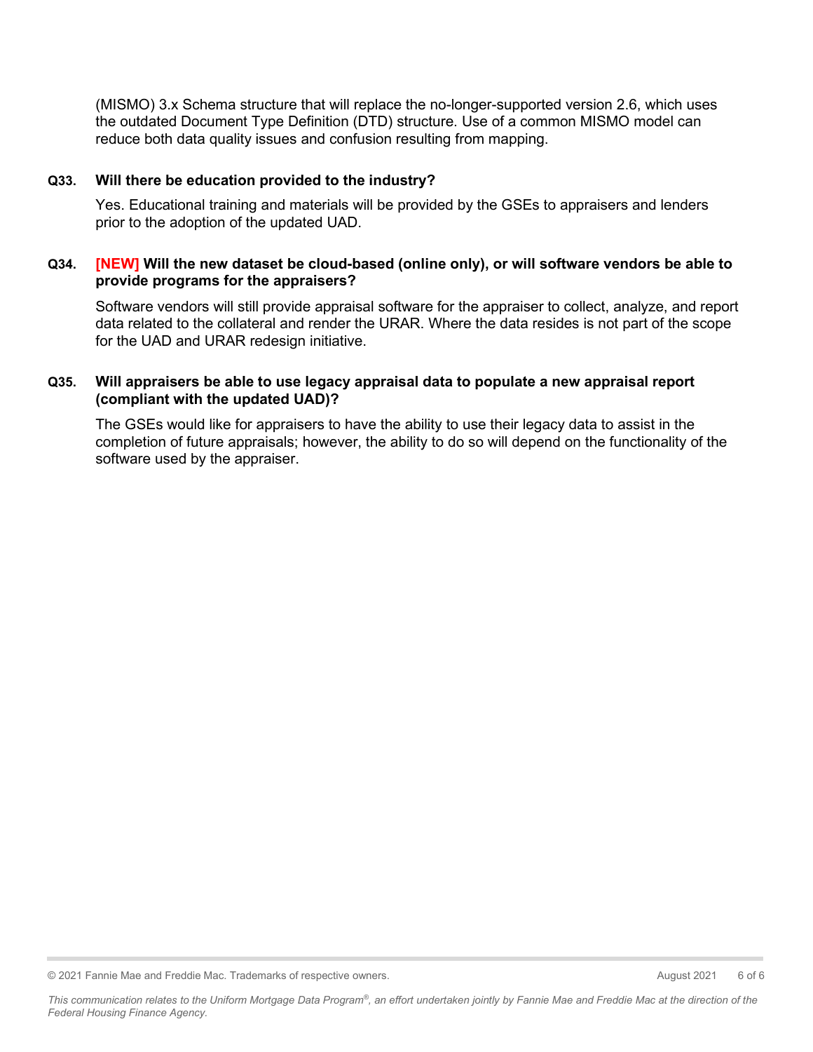(MISMO) 3.x Schema structure that will replace the no-longer-supported version 2.6, which uses the outdated Document Type Definition (DTD) structure. Use of a common MISMO model can reduce both data quality issues and confusion resulting from mapping.

**Q33. Will there be education provided to the industry?**

Yes. Educational training and materials will be provided by the GSEs to appraisers and lenders prior to the adoption of the updated UAD.

**Q34. [NEW] Will the new dataset be cloud-based (online only), or will software vendors be able to provide programs for the appraisers?**

Software vendors will still provide appraisal software for the appraiser to collect, analyze, and report data related to the collateral and render the URAR. Where the data resides is not part of the scope for the UAD and URAR redesign initiative.

**Q35. Will appraisers be able to use legacy appraisal data to populate a new appraisal report (compliant with the updated UAD)?**

The GSEs would like for appraisers to have the ability to use their legacy data to assist in the completion of future appraisals; however, the ability to do so will depend on the functionality of the software used by the appraiser.

© 2021 Fannie Mae and Freddie Mac. Trademarks of respective owners. August 2021

*This communication relates to the Uniform Mortgage Data Program®, an effort undertaken jointly by Fannie Mae and Freddie Mac at the direction of the Federal Housing Finance Agency.*